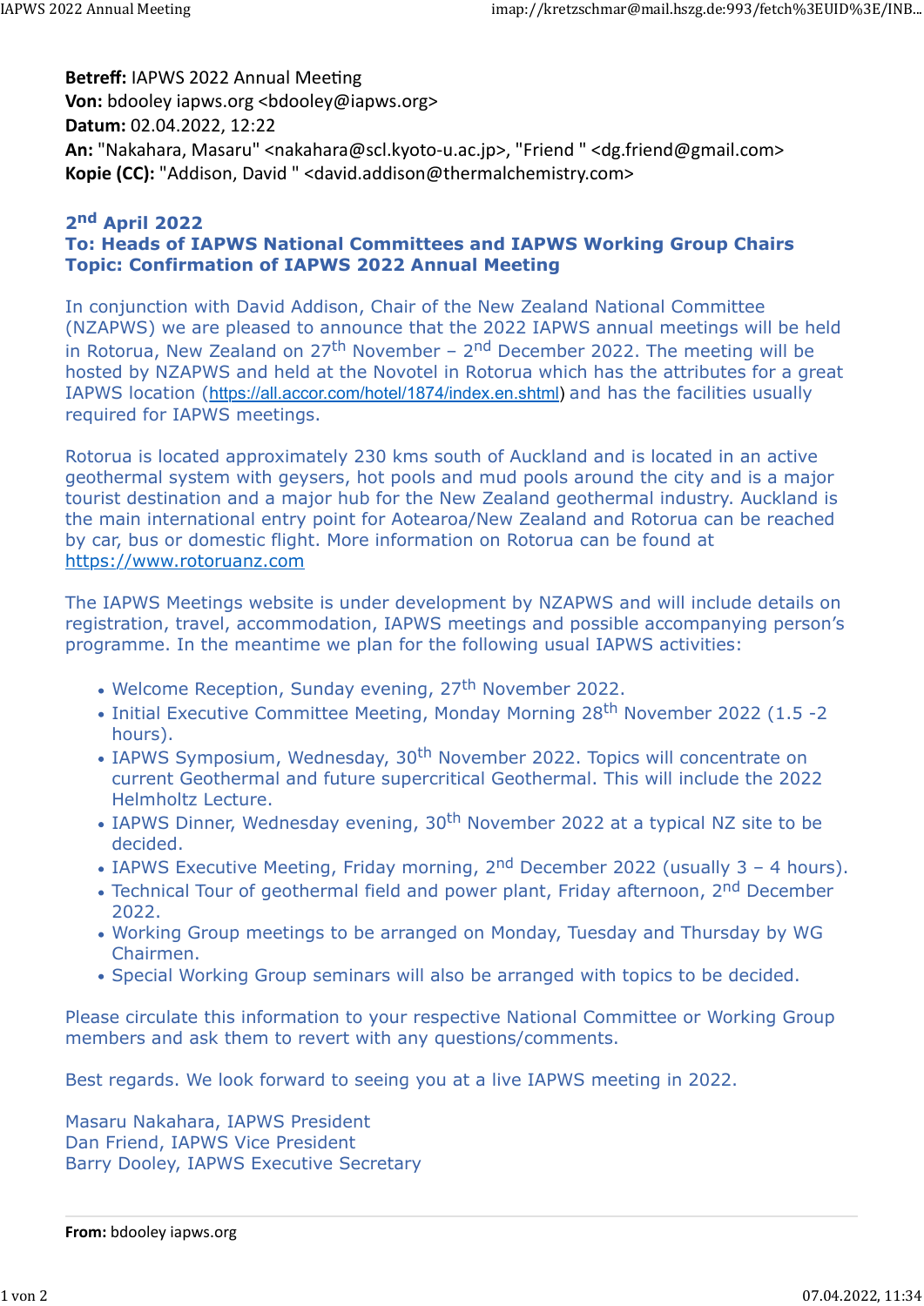**Betreff:** IAPWS 2022 Annual Meeting
**Von:** bdooley iapws.org <bdooley@iapws.org>
**Datum:** 02.04.2022, 12:22
**An:** "Nakahara, Masaru" <nakahara@scl.kyoto-u.ac.jp>, "Friend " <dg.friend@gmail.com>
**Kopie (CC):** "Addison, David " <david.addison@thermalchemistry.com>

**2nd April 2022**
**To: Heads of IAPWS National Committees and IAPWS Working Group Chairs**
**Topic: Confirmation of IAPWS 2022 Annual Meeting**

In conjunction with David Addison, Chair of the New Zealand National Committee (NZAPWS) we are pleased to announce that the 2022 IAPWS annual meetings will be held in Rotorua, New Zealand on 27th November – 2nd December 2022. The meeting will be hosted by NZAPWS and held at the Novotel in Rotorua which has the attributes for a great IAPWS location (https://all.accor.com/hotel/1874/index.en.shtml) and has the facilities usually required for IAPWS meetings.

Rotorua is located approximately 230 kms south of Auckland and is located in an active geothermal system with geysers, hot pools and mud pools around the city and is a major tourist destination and a major hub for the New Zealand geothermal industry. Auckland is the main international entry point for Aotearoa/New Zealand and Rotorua can be reached by car, bus or domestic flight. More information on Rotorua can be found at https://www.rotoruanz.com

The IAPWS Meetings website is under development by NZAPWS and will include details on registration, travel, accommodation, IAPWS meetings and possible accompanying person's programme. In the meantime we plan for the following usual IAPWS activities:

- Welcome Reception, Sunday evening, 27th November 2022.
- Initial Executive Committee Meeting, Monday Morning 28th November 2022 (1.5 -2 hours).
- IAPWS Symposium, Wednesday, 30th November 2022. Topics will concentrate on current Geothermal and future supercritical Geothermal. This will include the 2022 Helmholtz Lecture.
- IAPWS Dinner, Wednesday evening, 30th November 2022 at a typical NZ site to be decided.
- IAPWS Executive Meeting, Friday morning, 2nd December 2022 (usually 3 – 4 hours).
- Technical Tour of geothermal field and power plant, Friday afternoon, 2nd December 2022.
- Working Group meetings to be arranged on Monday, Tuesday and Thursday by WG Chairmen.
- Special Working Group seminars will also be arranged with topics to be decided.

Please circulate this information to your respective National Committee or Working Group members and ask them to revert with any questions/comments.

Best regards. We look forward to seeing you at a live IAPWS meeting in 2022.

Masaru Nakahara, IAPWS President
Dan Friend, IAPWS Vice President
Barry Dooley, IAPWS Executive Secretary

---

**From:** bdooley iapws.org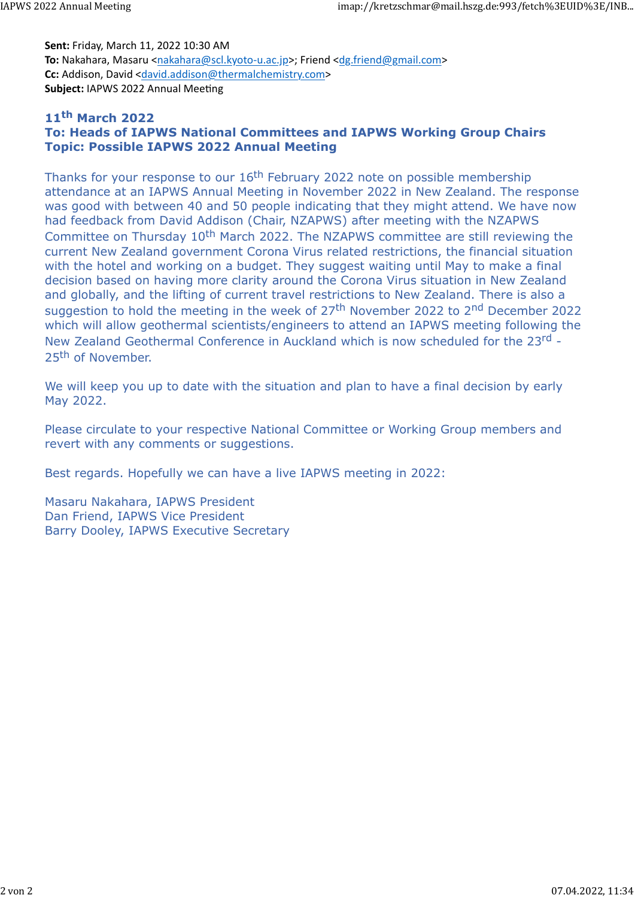**Sent:** Friday, March 11, 2022 10:30 AM
**To:** Nakahara, Masaru <nakahara@scl.kyoto-u.ac.jp>; Friend <dg.friend@gmail.com>
**Cc:** Addison, David <david.addison@thermalchemistry.com>
**Subject:** IAPWS 2022 Annual Meeting

**11th March 2022**
**To: Heads of IAPWS National Committees and IAPWS Working Group Chairs**
**Topic: Possible IAPWS 2022 Annual Meeting**

Thanks for your response to our 16th February 2022 note on possible membership attendance at an IAPWS Annual Meeting in November 2022 in New Zealand. The response was good with between 40 and 50 people indicating that they might attend. We have now had feedback from David Addison (Chair, NZAPWS) after meeting with the NZAPWS Committee on Thursday 10th March 2022. The NZAPWS committee are still reviewing the current New Zealand government Corona Virus related restrictions, the financial situation with the hotel and working on a budget. They suggest waiting until May to make a final decision based on having more clarity around the Corona Virus situation in New Zealand and globally, and the lifting of current travel restrictions to New Zealand. There is also a suggestion to hold the meeting in the week of 27th November 2022 to 2nd December 2022 which will allow geothermal scientists/engineers to attend an IAPWS meeting following the New Zealand Geothermal Conference in Auckland which is now scheduled for the 23rd - 25th of November.

We will keep you up to date with the situation and plan to have a final decision by early May 2022.

Please circulate to your respective National Committee or Working Group members and revert with any comments or suggestions.

Best regards. Hopefully we can have a live IAPWS meeting in 2022:

Masaru Nakahara, IAPWS President
Dan Friend, IAPWS Vice President
Barry Dooley, IAPWS Executive Secretary